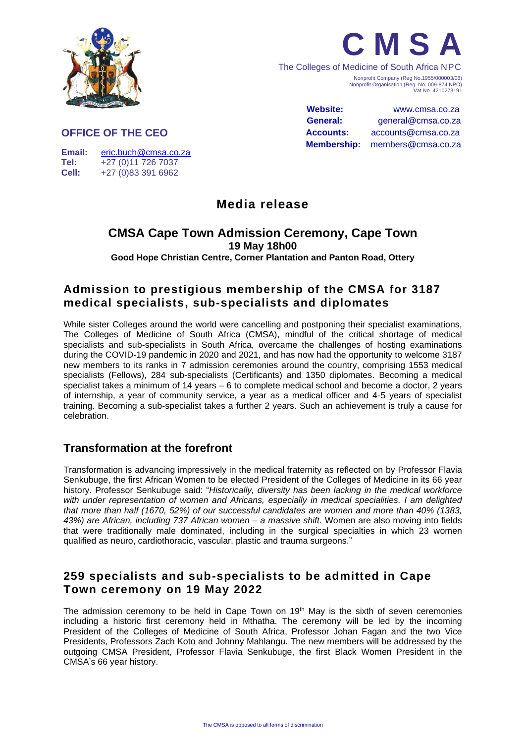# C M S A

The Colleges of Medicine of South Africa NPC

Nonprofit Company (Reg No.1955/000003/08)
Nonprofit Organisation (Reg. No. 009-874 NPO)
Vat No. 4210273191

**OFFICE OF THE CEO**

**Email:** eric.buch@cmsa.co.za
**Tel:** +27 (0)11 726 7037
**Cell:** +27 (0)83 391 6962

**Website:** www.cmsa.co.za
**General:** general@cmsa.co.za
**Accounts:** accounts@cmsa.co.za
**Membership:** members@cmsa.co.za

## Media release

### CMSA Cape Town Admission Ceremony, Cape Town

**19 May 18h00**

**Good Hope Christian Centre, Corner Plantation and Panton Road, Ottery**

## Admission to prestigious membership of the CMSA for 3187 medical specialists, sub-specialists and diplomates

While sister Colleges around the world were cancelling and postponing their specialist examinations, The Colleges of Medicine of South Africa (CMSA), mindful of the critical shortage of medical specialists and sub-specialists in South Africa, overcame the challenges of hosting examinations during the COVID-19 pandemic in 2020 and 2021, and has now had the opportunity to welcome 3187 new members to its ranks in 7 admission ceremonies around the country, comprising 1553 medical specialists (Fellows), 284 sub-specialists (Certificants) and 1350 diplomates. Becoming a medical specialist takes a minimum of 14 years – 6 to complete medical school and become a doctor, 2 years of internship, a year of community service, a year as a medical officer and 4-5 years of specialist training. Becoming a sub-specialist takes a further 2 years. Such an achievement is truly a cause for celebration.

## Transformation at the forefront

Transformation is advancing impressively in the medical fraternity as reflected on by Professor Flavia Senkubuge, the first African Women to be elected President of the Colleges of Medicine in its 66 year history. Professor Senkubuge said: "*Historically, diversity has been lacking in the medical workforce with under representation of women and Africans, especially in medical specialities. I am delighted that more than half (1670, 52%) of our successful candidates are women and more than 40% (1383, 43%) are African, including 737 African women – a massive shift.* Women are also moving into fields that were traditionally male dominated, including in the surgical specialties in which 23 women qualified as neuro, cardiothoracic, vascular, plastic and trauma surgeons."

## 259 specialists and sub-specialists to be admitted in Cape Town ceremony on 19 May 2022

The admission ceremony to be held in Cape Town on 19th May is the sixth of seven ceremonies including a historic first ceremony held in Mthatha. The ceremony will be led by the incoming President of the Colleges of Medicine of South Africa, Professor Johan Fagan and the two Vice Presidents, Professors Zach Koto and Johnny Mahlangu. The new members will be addressed by the outgoing CMSA President, Professor Flavia Senkubuge, the first Black Women President in the CMSA's 66 year history.

The CMSA is opposed to all forms of discrimination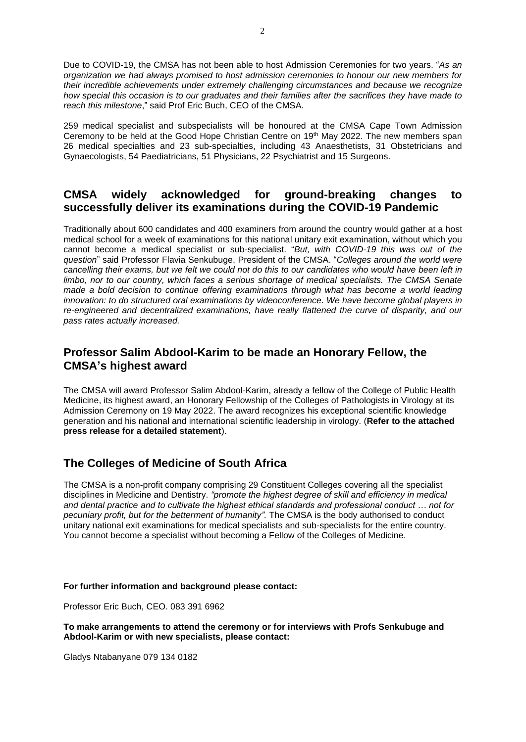Due to COVID-19, the CMSA has not been able to host Admission Ceremonies for two years. "*As an organization we had always promised to host admission ceremonies to honour our new members for their incredible achievements under extremely challenging circumstances and because we recognize how special this occasion is to our graduates and their families after the sacrifices they have made to reach this milestone*," said Prof Eric Buch, CEO of the CMSA.

259 medical specialist and subspecialists will be honoured at the CMSA Cape Town Admission Ceremony to be held at the Good Hope Christian Centre on 19th May 2022. The new members span 26 medical specialties and 23 sub-specialties, including 43 Anaesthetists, 31 Obstetricians and Gynaecologists, 54 Paediatricians, 51 Physicians, 22 Psychiatrist and 15 Surgeons.

## CMSA widely acknowledged for ground-breaking changes to successfully deliver its examinations during the COVID-19 Pandemic

Traditionally about 600 candidates and 400 examiners from around the country would gather at a host medical school for a week of examinations for this national unitary exit examination, without which you cannot become a medical specialist or sub-specialist. "*But, with COVID-19 this was out of the question*" said Professor Flavia Senkubuge, President of the CMSA. "*Colleges around the world were cancelling their exams, but we felt we could not do this to our candidates who would have been left in limbo, nor to our country, which faces a serious shortage of medical specialists. The CMSA Senate made a bold decision to continue offering examinations through what has become a world leading innovation: to do structured oral examinations by videoconference. We have become global players in re-engineered and decentralized examinations, have really flattened the curve of disparity, and our pass rates actually increased.*

## Professor Salim Abdool-Karim to be made an Honorary Fellow, the CMSA's highest award

The CMSA will award Professor Salim Abdool-Karim, already a fellow of the College of Public Health Medicine, its highest award, an Honorary Fellowship of the Colleges of Pathologists in Virology at its Admission Ceremony on 19 May 2022. The award recognizes his exceptional scientific knowledge generation and his national and international scientific leadership in virology. (**Refer to the attached press release for a detailed statement**).

## The Colleges of Medicine of South Africa

The CMSA is a non-profit company comprising 29 Constituent Colleges covering all the specialist disciplines in Medicine and Dentistry. *"promote the highest degree of skill and efficiency in medical and dental practice and to cultivate the highest ethical standards and professional conduct … not for pecuniary profit, but for the betterment of humanity".* The CMSA is the body authorised to conduct unitary national exit examinations for medical specialists and sub-specialists for the entire country. You cannot become a specialist without becoming a Fellow of the Colleges of Medicine.

**For further information and background please contact:**

Professor Eric Buch, CEO. 083 391 6962

**To make arrangements to attend the ceremony or for interviews with Profs Senkubuge and Abdool-Karim or with new specialists, please contact:**

Gladys Ntabanyane 079 134 0182